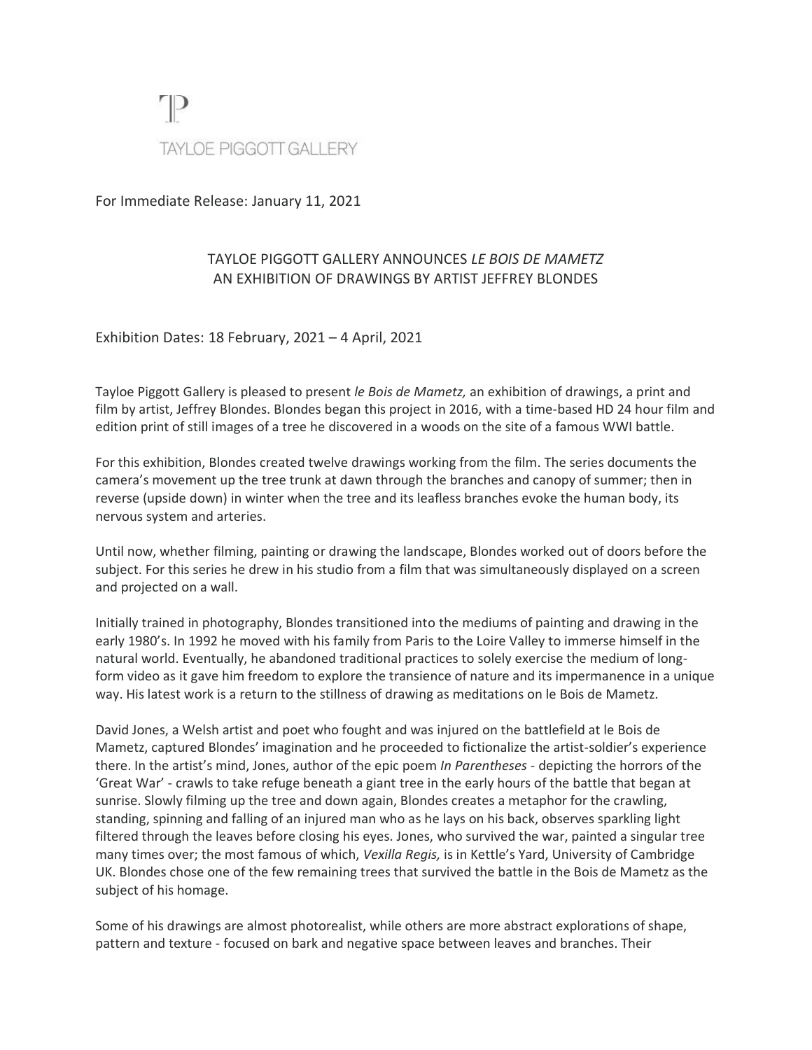TP

TAYLOE PIGGOTT GALLERY

For Immediate Release: January 11, 2021

## TAYLOE PIGGOTT GALLERY ANNOUNCES *LE BOIS DE MAMETZ*
## AN EXHIBITION OF DRAWINGS BY ARTIST JEFFREY BLONDES

Exhibition Dates: 18 February, 2021 – 4 April, 2021

Tayloe Piggott Gallery is pleased to present *le Bois de Mametz,* an exhibition of drawings, a print and film by artist, Jeffrey Blondes. Blondes began this project in 2016, with a time-based HD 24 hour film and edition print of still images of a tree he discovered in a woods on the site of a famous WWI battle.

For this exhibition, Blondes created twelve drawings working from the film. The series documents the camera's movement up the tree trunk at dawn through the branches and canopy of summer; then in reverse (upside down) in winter when the tree and its leafless branches evoke the human body, its nervous system and arteries.

Until now, whether filming, painting or drawing the landscape, Blondes worked out of doors before the subject. For this series he drew in his studio from a film that was simultaneously displayed on a screen and projected on a wall.

Initially trained in photography, Blondes transitioned into the mediums of painting and drawing in the early 1980's. In 1992 he moved with his family from Paris to the Loire Valley to immerse himself in the natural world. Eventually, he abandoned traditional practices to solely exercise the medium of long-form video as it gave him freedom to explore the transience of nature and its impermanence in a unique way. His latest work is a return to the stillness of drawing as meditations on le Bois de Mametz.

David Jones, a Welsh artist and poet who fought and was injured on the battlefield at le Bois de Mametz, captured Blondes' imagination and he proceeded to fictionalize the artist-soldier's experience there. In the artist's mind, Jones, author of the epic poem *In Parentheses* - depicting the horrors of the 'Great War' - crawls to take refuge beneath a giant tree in the early hours of the battle that began at sunrise. Slowly filming up the tree and down again, Blondes creates a metaphor for the crawling, standing, spinning and falling of an injured man who as he lays on his back, observes sparkling light filtered through the leaves before closing his eyes. Jones, who survived the war, painted a singular tree many times over; the most famous of which, *Vexilla Regis,* is in Kettle's Yard, University of Cambridge UK. Blondes chose one of the few remaining trees that survived the battle in the Bois de Mametz as the subject of his homage.

Some of his drawings are almost photorealist, while others are more abstract explorations of shape, pattern and texture - focused on bark and negative space between leaves and branches. Their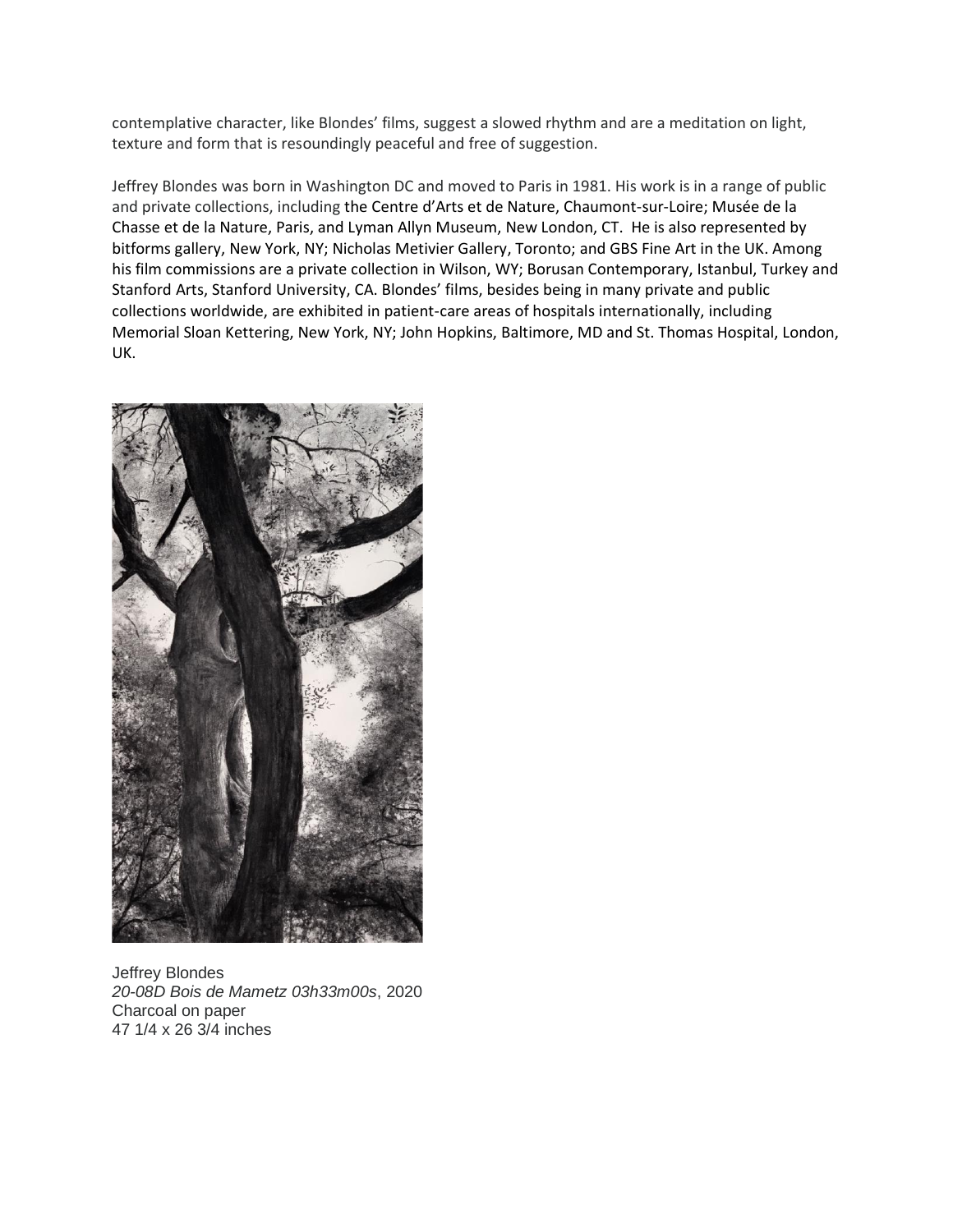contemplative character, like Blondes' films, suggest a slowed rhythm and are a meditation on light, texture and form that is resoundingly peaceful and free of suggestion.

Jeffrey Blondes was born in Washington DC and moved to Paris in 1981. His work is in a range of public and private collections, including the Centre d'Arts et de Nature, Chaumont-sur-Loire; Musée de la Chasse et de la Nature, Paris, and Lyman Allyn Museum, New London, CT. He is also represented by bitforms gallery, New York, NY; Nicholas Metivier Gallery, Toronto; and GBS Fine Art in the UK. Among his film commissions are a private collection in Wilson, WY; Borusan Contemporary, Istanbul, Turkey and Stanford Arts, Stanford University, CA. Blondes' films, besides being in many private and public collections worldwide, are exhibited in patient-care areas of hospitals internationally, including Memorial Sloan Kettering, New York, NY; John Hopkins, Baltimore, MD and St. Thomas Hospital, London, UK.

Jeffrey Blondes
*20-08D Bois de Mametz 03h33m00s*, 2020
Charcoal on paper
47 1/4 x 26 3/4 inches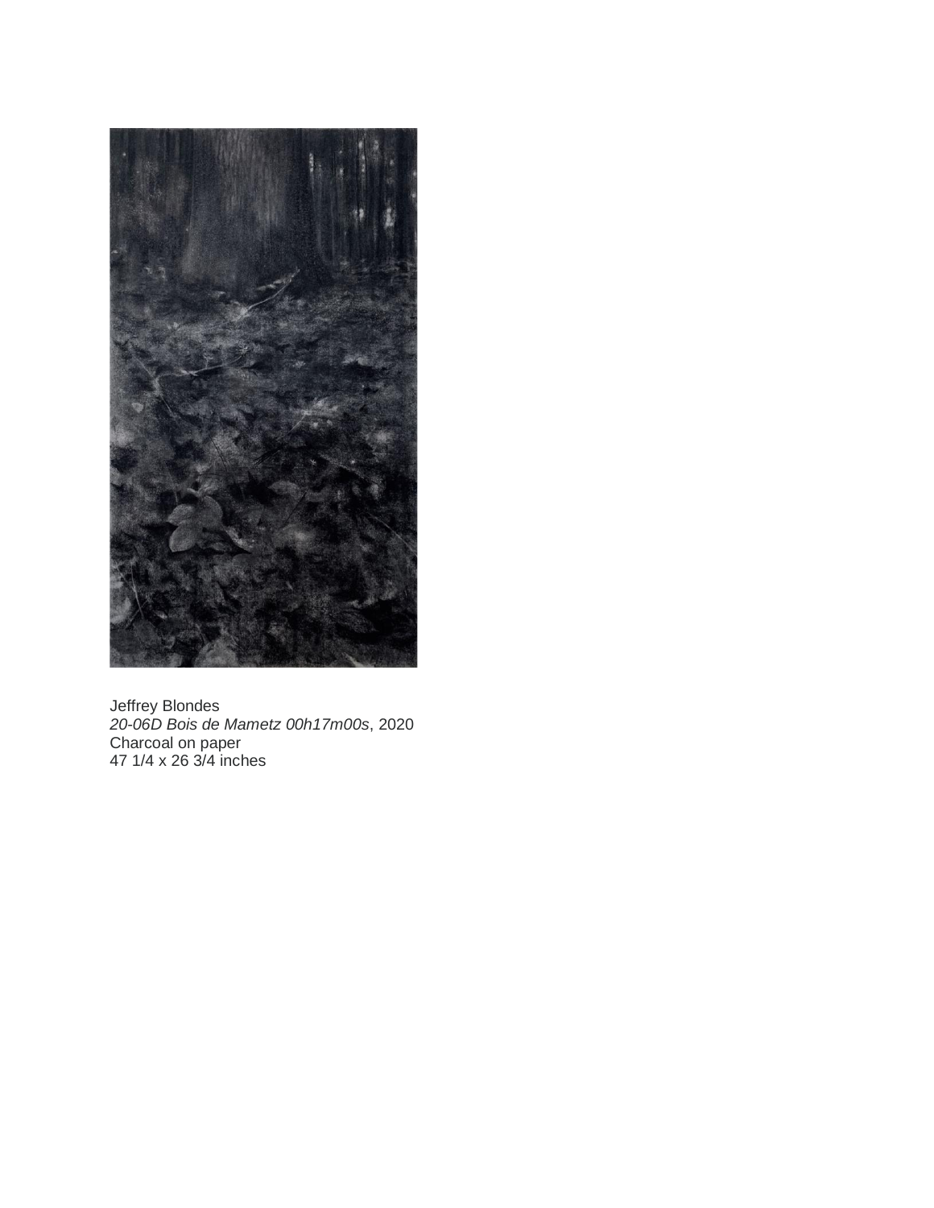Jeffrey Blondes
*20-06D Bois de Mametz 00h17m00s*, 2020
Charcoal on paper
47 1/4 x 26 3/4 inches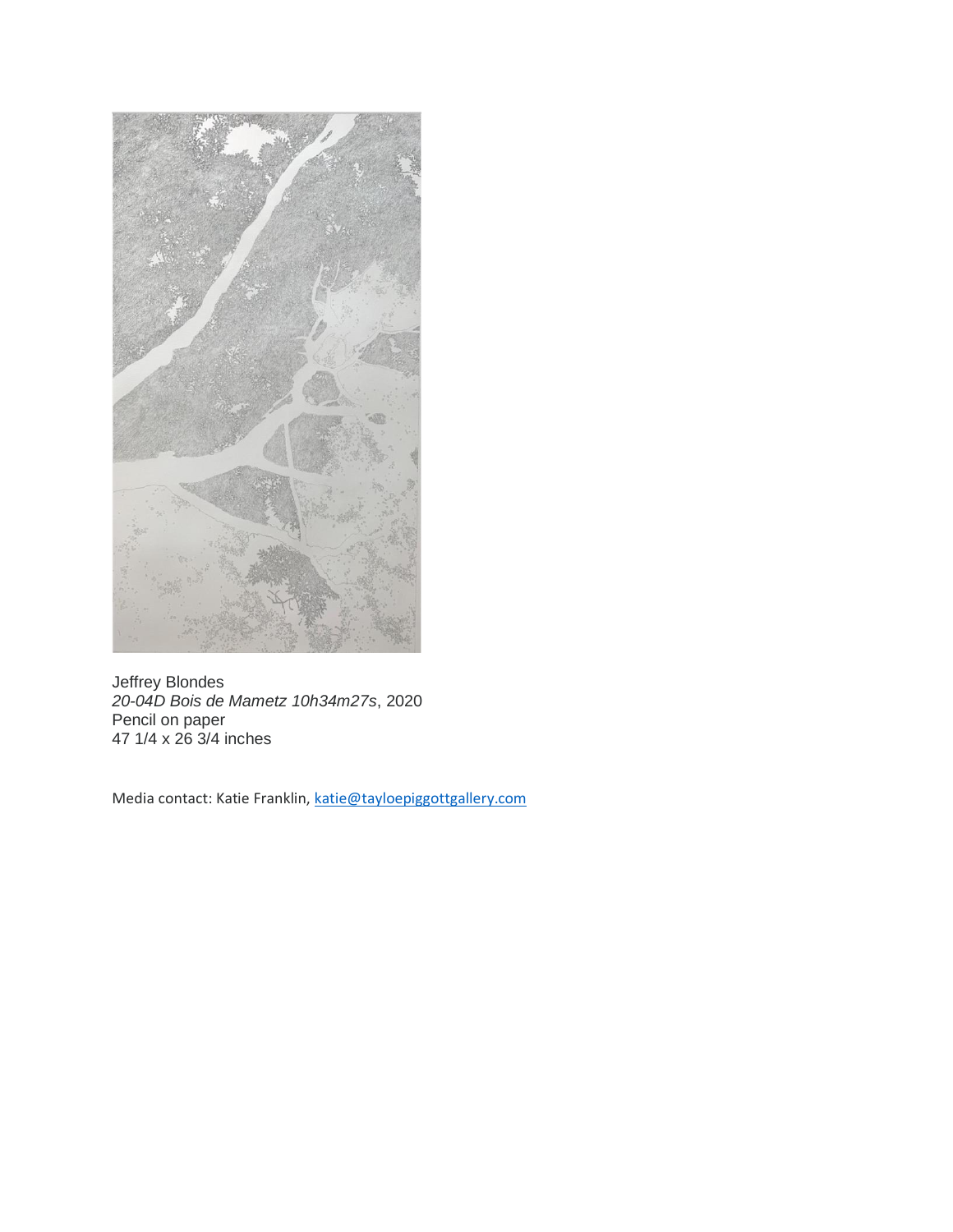Jeffrey Blondes
*20-04D Bois de Mametz 10h34m27s*, 2020
Pencil on paper
47 1/4 x 26 3/4 inches

Media contact: Katie Franklin, katie@tayloepiggottgallery.com